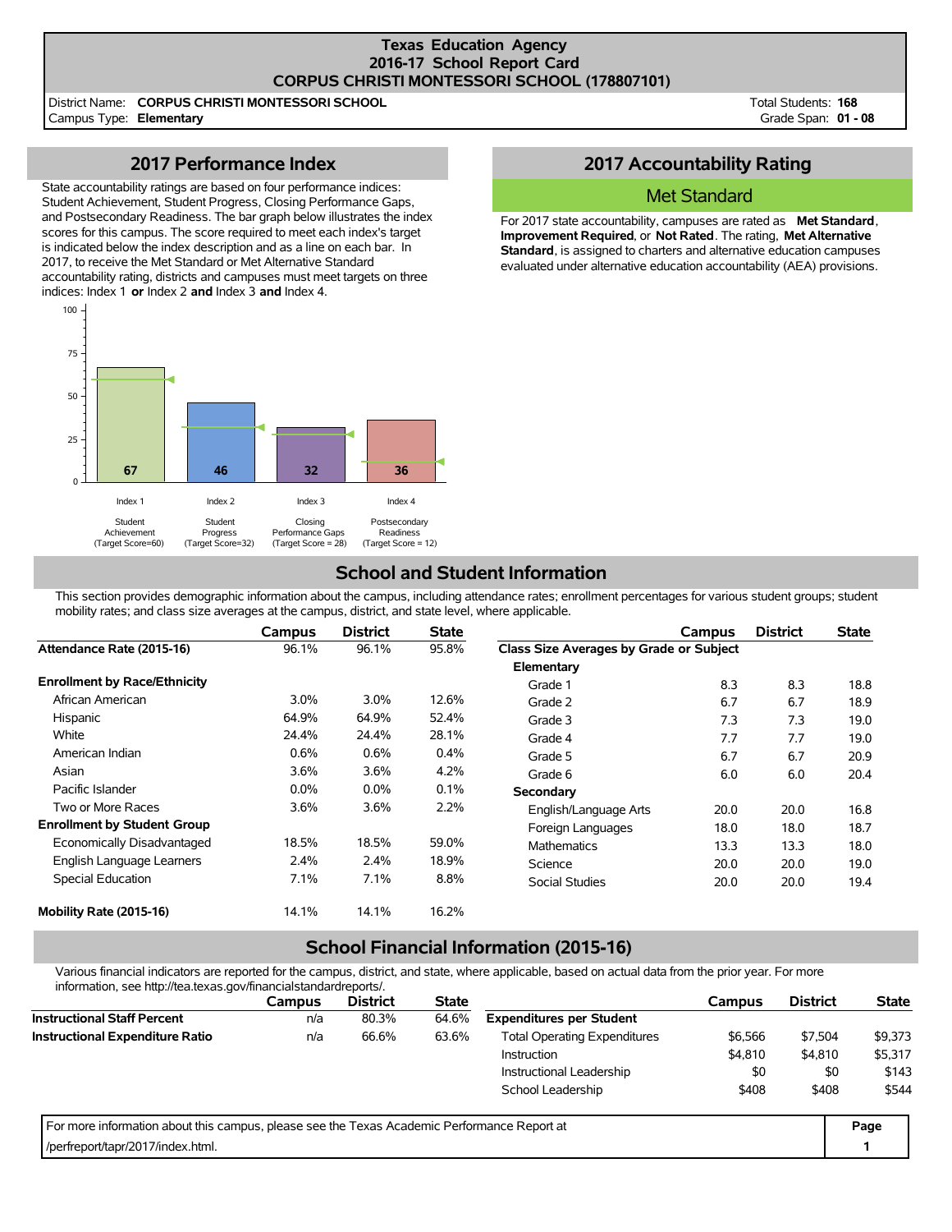# Texas Education Agency
## 2016-17 School Report Card
## CORPUS CHRISTI MONTESSORI SCHOOL (178807101)

District Name: **CORPUS CHRISTI MONTESSORI SCHOOL**
Campus Type: **Elementary**

Total Students: **168**
Grade Span: **01 - 08**

## 2017 Performance Index

State accountability ratings are based on four performance indices: Student Achievement, Student Progress, Closing Performance Gaps, and Postsecondary Readiness. The bar graph below illustrates the index scores for this campus. The score required to meet each index's target is indicated below the index description and as a line on each bar. In 2017, to receive the Met Standard or Met Alternative Standard accountability rating, districts and campuses must meet targets on three indices: Index 1 **or** Index 2 **and** Index 3 **and** Index 4.

| Index | Description | Target Score | Score |
|---|---|---|---|
| Index 1 | Student Achievement | 60 | 67 |
| Index 2 | Student Progress | 32 | 46 |
| Index 3 | Closing Performance Gaps | 28 | 32 |
| Index 4 | Postsecondary Readiness | 12 | 36 |

## 2017 Accountability Rating

**Met Standard**

For 2017 state accountability, campuses are rated as **Met Standard**, **Improvement Required**, or **Not Rated**. The rating, **Met Alternative Standard**, is assigned to charters and alternative education campuses evaluated under alternative education accountability (AEA) provisions.

## School and Student Information

This section provides demographic information about the campus, including attendance rates; enrollment percentages for various student groups; student mobility rates; and class size averages at the campus, district, and state level, where applicable.

| | Campus | District | State |
|---|---|---|---|
| **Attendance Rate (2015-16)** | 96.1% | 96.1% | 95.8% |
| **Enrollment by Race/Ethnicity** | | | |
| African American | 3.0% | 3.0% | 12.6% |
| Hispanic | 64.9% | 64.9% | 52.4% |
| White | 24.4% | 24.4% | 28.1% |
| American Indian | 0.6% | 0.6% | 0.4% |
| Asian | 3.6% | 3.6% | 4.2% |
| Pacific Islander | 0.0% | 0.0% | 0.1% |
| Two or More Races | 3.6% | 3.6% | 2.2% |
| **Enrollment by Student Group** | | | |
| Economically Disadvantaged | 18.5% | 18.5% | 59.0% |
| English Language Learners | 2.4% | 2.4% | 18.9% |
| Special Education | 7.1% | 7.1% | 8.8% |
| **Mobility Rate (2015-16)** | 14.1% | 14.1% | 16.2% |

| | Campus | District | State |
|---|---|---|---|
| **Class Size Averages by Grade or Subject** | | | |
| **Elementary** | | | |
| Grade 1 | 8.3 | 8.3 | 18.8 |
| Grade 2 | 6.7 | 6.7 | 18.9 |
| Grade 3 | 7.3 | 7.3 | 19.0 |
| Grade 4 | 7.7 | 7.7 | 19.0 |
| Grade 5 | 6.7 | 6.7 | 20.9 |
| Grade 6 | 6.0 | 6.0 | 20.4 |
| **Secondary** | | | |
| English/Language Arts | 20.0 | 20.0 | 16.8 |
| Foreign Languages | 18.0 | 18.0 | 18.7 |
| Mathematics | 13.3 | 13.3 | 18.0 |
| Science | 20.0 | 20.0 | 19.0 |
| Social Studies | 20.0 | 20.0 | 19.4 |

## School Financial Information (2015-16)

Various financial indicators are reported for the campus, district, and state, where applicable, based on actual data from the prior year. For more information, see http://tea.texas.gov/financialstandardreports/.

| | Campus | District | State |
|---|---|---|---|
| **Instructional Staff Percent** | n/a | 80.3% | 64.6% |
| **Instructional Expenditure Ratio** | n/a | 66.6% | 63.6% |

| | Campus | District | State |
|---|---|---|---|
| **Expenditures per Student** | | | |
| Total Operating Expenditures | $6,566 | $7,504 | $9,373 |
| Instruction | $4,810 | $4,810 | $5,317 |
| Instructional Leadership | $0 | $0 | $143 |
| School Leadership | $408 | $408 | $544 |

For more information about this campus, please see the Texas Academic Performance Report at /perfreport/tapr/2017/index.html.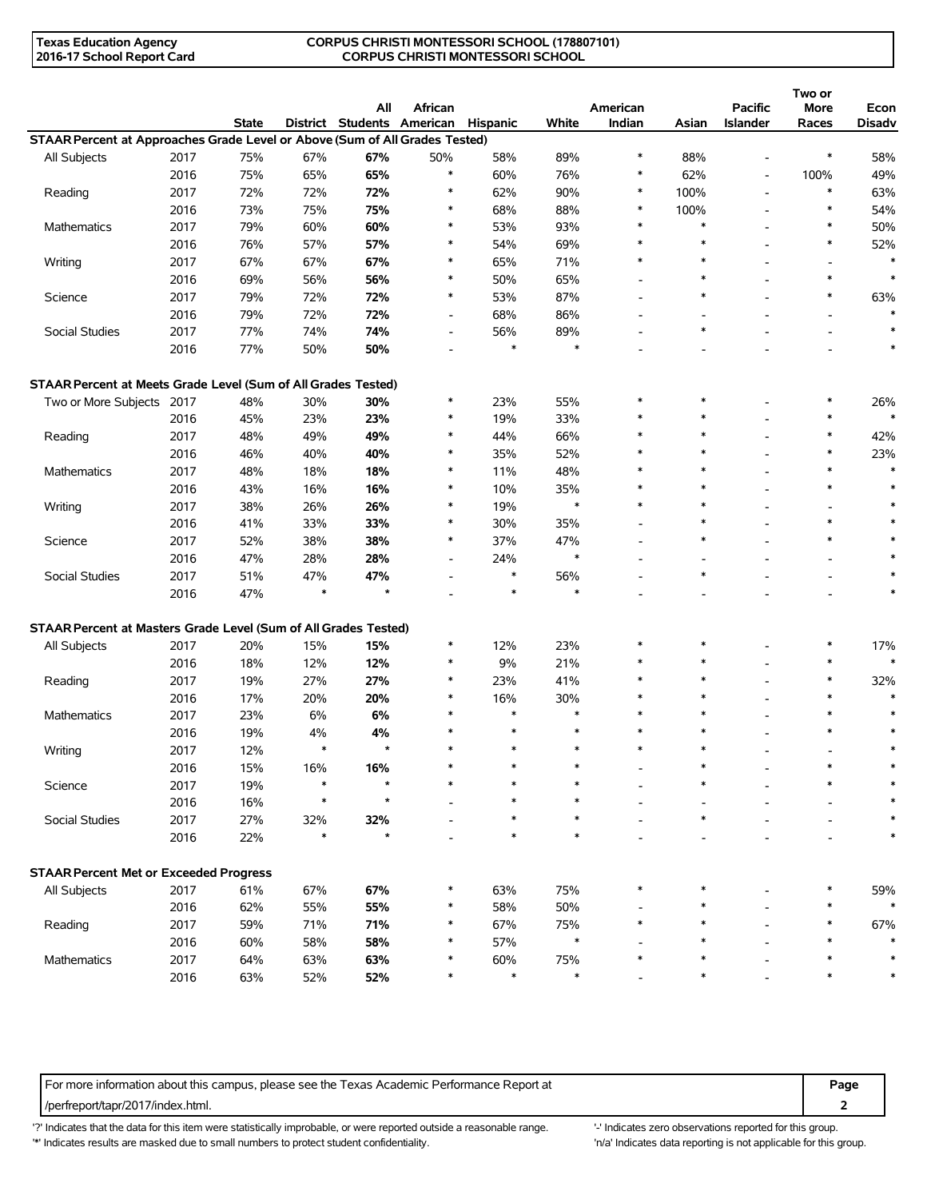Texas Education Agency
2016-17 School Report Card

CORPUS CHRISTI MONTESSORI SCHOOL (178807101)
CORPUS CHRISTI MONTESSORI SCHOOL

| | | State | District | All Students | African American | Hispanic | White | American Indian | Asian | Pacific Islander | Two or More Races | Econ Disadv |
|---|---|---|---|---|---|---|---|---|---|---|---|---|
| **STAAR Percent at Approaches Grade Level or Above (Sum of All Grades Tested)** | | | | | | | | | | | | |
| All Subjects | 2017 | 75% | 67% | **67%** | 50% | 58% | 89% | * | 88% | - | * | 58% |
| | 2016 | 75% | 65% | **65%** | * | 60% | 76% | * | 62% | - | 100% | 49% |
| Reading | 2017 | 72% | 72% | **72%** | * | 62% | 90% | * | 100% | - | * | 63% |
| | 2016 | 73% | 75% | **75%** | * | 68% | 88% | * | 100% | - | * | 54% |
| Mathematics | 2017 | 79% | 60% | **60%** | * | 53% | 93% | * | * | - | * | 50% |
| | 2016 | 76% | 57% | **57%** | * | 54% | 69% | * | * | - | * | 52% |
| Writing | 2017 | 67% | 67% | **67%** | * | 65% | 71% | * | * | - | - | * |
| | 2016 | 69% | 56% | **56%** | * | 50% | 65% | - | * | - | * | * |
| Science | 2017 | 79% | 72% | **72%** | * | 53% | 87% | - | * | - | * | 63% |
| | 2016 | 79% | 72% | **72%** | - | 68% | 86% | - | - | - | - | * |
| Social Studies | 2017 | 77% | 74% | **74%** | - | 56% | 89% | - | * | - | - | * |
| | 2016 | 77% | 50% | **50%** | - | * | * | - | - | - | - | * |
| **STAAR Percent at Meets Grade Level (Sum of All Grades Tested)** | | | | | | | | | | | | |
| Two or More Subjects | 2017 | 48% | 30% | **30%** | * | 23% | 55% | * | * | - | * | 26% |
| | 2016 | 45% | 23% | **23%** | * | 19% | 33% | * | * | - | * | * |
| Reading | 2017 | 48% | 49% | **49%** | * | 44% | 66% | * | * | - | * | 42% |
| | 2016 | 46% | 40% | **40%** | * | 35% | 52% | * | * | - | * | 23% |
| Mathematics | 2017 | 48% | 18% | **18%** | * | 11% | 48% | * | * | - | * | * |
| | 2016 | 43% | 16% | **16%** | * | 10% | 35% | * | * | - | * | * |
| Writing | 2017 | 38% | 26% | **26%** | * | 19% | * | * | * | - | - | * |
| | 2016 | 41% | 33% | **33%** | * | 30% | 35% | - | * | - | * | * |
| Science | 2017 | 52% | 38% | **38%** | * | 37% | 47% | - | * | - | * | * |
| | 2016 | 47% | 28% | **28%** | - | 24% | * | - | - | - | - | * |
| Social Studies | 2017 | 51% | 47% | **47%** | - | * | 56% | - | * | - | - | * |
| | 2016 | 47% | * | * | - | * | * | - | - | - | - | * |
| **STAAR Percent at Masters Grade Level (Sum of All Grades Tested)** | | | | | | | | | | | | |
| All Subjects | 2017 | 20% | 15% | **15%** | * | 12% | 23% | * | * | - | * | 17% |
| | 2016 | 18% | 12% | **12%** | * | 9% | 21% | * | * | - | * | * |
| Reading | 2017 | 19% | 27% | **27%** | * | 23% | 41% | * | * | - | * | 32% |
| | 2016 | 17% | 20% | **20%** | * | 16% | 30% | * | * | - | * | * |
| Mathematics | 2017 | 23% | 6% | **6%** | * | * | * | * | * | - | * | * |
| | 2016 | 19% | 4% | **4%** | * | * | * | * | * | - | * | * |
| Writing | 2017 | 12% | * | * | * | * | * | * | * | - | - | * |
| | 2016 | 15% | 16% | **16%** | * | * | * | - | * | - | * | * |
| Science | 2017 | 19% | * | * | * | * | * | - | * | - | * | * |
| | 2016 | 16% | * | * | - | * | * | - | - | - | - | * |
| Social Studies | 2017 | 27% | 32% | **32%** | - | * | * | - | * | - | - | * |
| | 2016 | 22% | * | * | - | * | * | - | - | - | - | * |
| **STAAR Percent Met or Exceeded Progress** | | | | | | | | | | | | |
| All Subjects | 2017 | 61% | 67% | **67%** | * | 63% | 75% | * | * | - | * | 59% |
| | 2016 | 62% | 55% | **55%** | * | 58% | 50% | - | * | - | * | * |
| Reading | 2017 | 59% | 71% | **71%** | * | 67% | 75% | * | * | - | * | 67% |
| | 2016 | 60% | 58% | **58%** | * | 57% | * | - | * | - | * | * |
| Mathematics | 2017 | 64% | 63% | **63%** | * | 60% | 75% | * | * | - | * | * |
| | 2016 | 63% | 52% | **52%** | * | * | * | - | * | - | * | * |

For more information about this campus, please see the Texas Academic Performance Report at /perfreport/tapr/2017/index.html.

'?' Indicates that the data for this item were statistically improbable, or were reported outside a reasonable range.
'*' Indicates results are masked due to small numbers to protect student confidentiality.
'-' Indicates zero observations reported for this group.
'n/a' Indicates data reporting is not applicable for this group.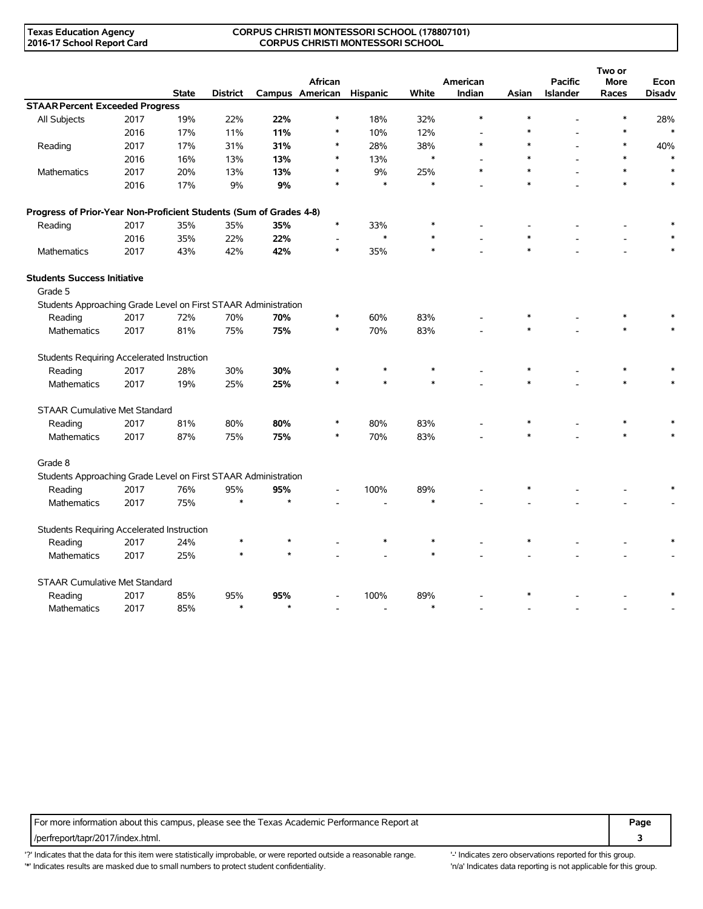**Texas Education Agency**
**2016-17 School Report Card**

**CORPUS CHRISTI MONTESSORI SCHOOL (178807101)**
**CORPUS CHRISTI MONTESSORI SCHOOL**

| | | State | District | Campus | African American | Hispanic | White | American Indian | Asian | Pacific Islander | Two or More Races | Econ Disadv |
|---|---|---|---|---|---|---|---|---|---|---|---|---|
| **STAAR Percent Exceeded Progress** | | | | | | | | | | | | |
| All Subjects | 2017 | 19% | 22% | **22%** | * | 18% | 32% | * | * | - | * | 28% |
| | 2016 | 17% | 11% | **11%** | * | 10% | 12% | - | * | - | * | * |
| Reading | 2017 | 17% | 31% | **31%** | * | 28% | 38% | * | * | - | * | 40% |
| | 2016 | 16% | 13% | **13%** | * | 13% | * | - | * | - | * | * |
| Mathematics | 2017 | 20% | 13% | **13%** | * | 9% | 25% | * | * | - | * | * |
| | 2016 | 17% | 9% | **9%** | * | * | * | - | * | - | * | * |
| **Progress of Prior-Year Non-Proficient Students (Sum of Grades 4-8)** | | | | | | | | | | | | |
| Reading | 2017 | 35% | 35% | **35%** | * | 33% | * | - | - | - | - | * |
| | 2016 | 35% | 22% | **22%** | - | * | * | - | * | - | - | * |
| Mathematics | 2017 | 43% | 42% | **42%** | * | 35% | * | - | * | - | - | * |
| **Students Success Initiative** | | | | | | | | | | | | |
| Grade 5 | | | | | | | | | | | | |
| Students Approaching Grade Level on First STAAR Administration | | | | | | | | | | | | |
| Reading | 2017 | 72% | 70% | **70%** | * | 60% | 83% | - | * | - | * | * |
| Mathematics | 2017 | 81% | 75% | **75%** | * | 70% | 83% | - | * | - | * | * |
| Students Requiring Accelerated Instruction | | | | | | | | | | | | |
| Reading | 2017 | 28% | 30% | **30%** | * | * | * | - | * | - | * | * |
| Mathematics | 2017 | 19% | 25% | **25%** | * | * | * | - | * | - | * | * |
| STAAR Cumulative Met Standard | | | | | | | | | | | | |
| Reading | 2017 | 81% | 80% | **80%** | * | 80% | 83% | - | * | - | * | * |
| Mathematics | 2017 | 87% | 75% | **75%** | * | 70% | 83% | - | * | - | * | * |
| Grade 8 | | | | | | | | | | | | |
| Students Approaching Grade Level on First STAAR Administration | | | | | | | | | | | | |
| Reading | 2017 | 76% | 95% | **95%** | - | 100% | 89% | - | * | - | - | * |
| Mathematics | 2017 | 75% | * | * | - | - | * | - | - | - | - | - |
| Students Requiring Accelerated Instruction | | | | | | | | | | | | |
| Reading | 2017 | 24% | * | * | - | * | * | - | * | - | - | * |
| Mathematics | 2017 | 25% | * | * | - | - | * | - | - | - | - | - |
| STAAR Cumulative Met Standard | | | | | | | | | | | | |
| Reading | 2017 | 85% | 95% | **95%** | - | 100% | 89% | - | * | - | - | * |
| Mathematics | 2017 | 85% | * | * | - | - | * | - | - | - | - | - |

For more information about this campus, please see the Texas Academic Performance Report at /perfreport/tapr/2017/index.html.

'?' Indicates that the data for this item were statistically improbable, or were reported outside a reasonable range.
'*' Indicates results are masked due to small numbers to protect student confidentiality.
'-' Indicates zero observations reported for this group.
'n/a' Indicates data reporting is not applicable for this group.